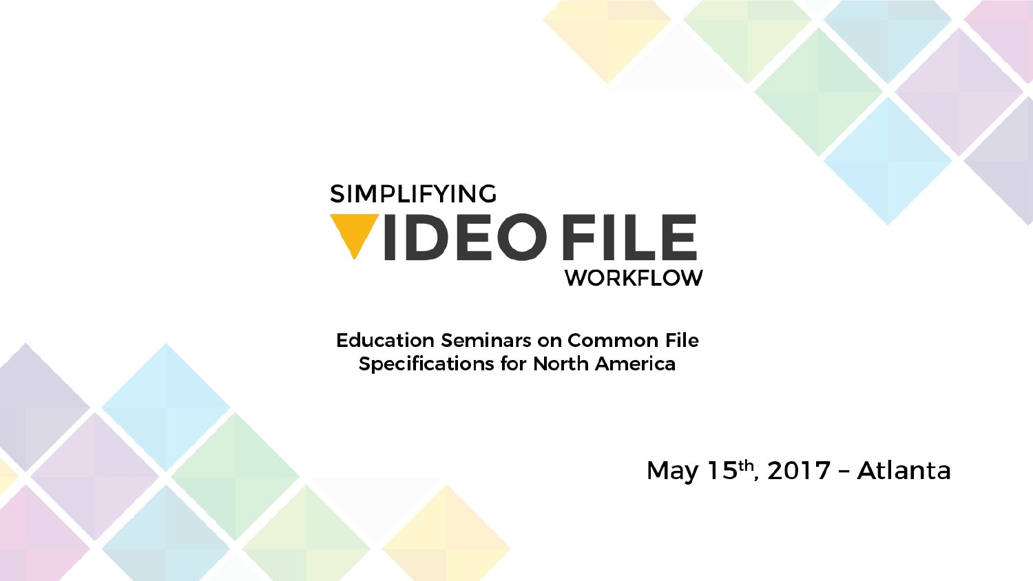# SIMPLIFYING VIDEO FILE WORKFLOW

**Education Seminars on Common File Specifications for North America**

May 15th, 2017 – Atlanta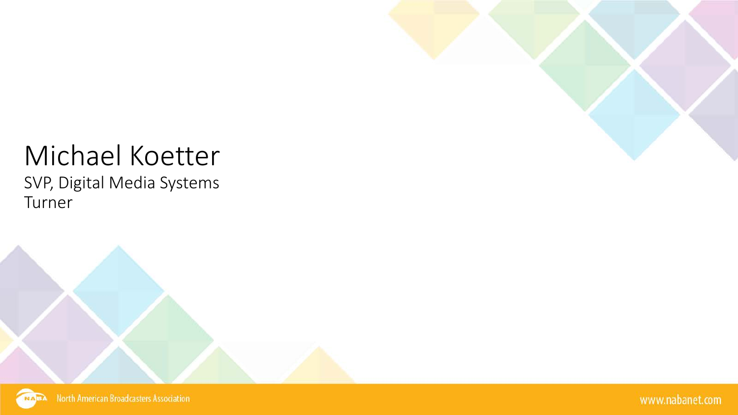# Michael Koetter

SVP, Digital Media Systems

Turner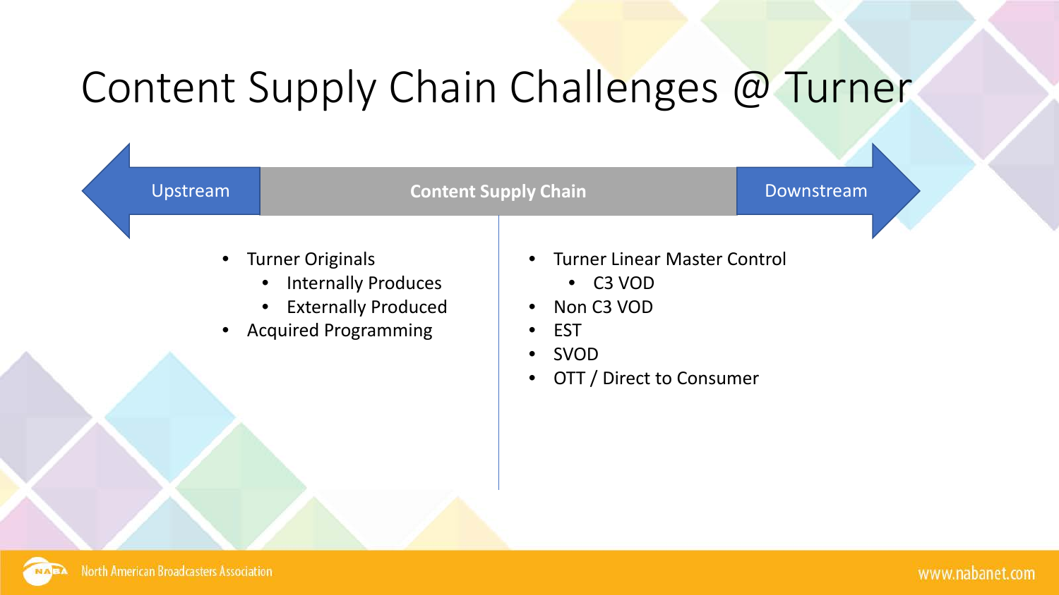# Content Supply Chain Challenges @ Turner

Upstream | **Content Supply Chain** | Downstream

- Turner Originals
  - Internally Produces
  - Externally Produced
- Acquired Programming

- Turner Linear Master Control
  - C3 VOD
- Non C3 VOD
- EST
- SVOD
- OTT / Direct to Consumer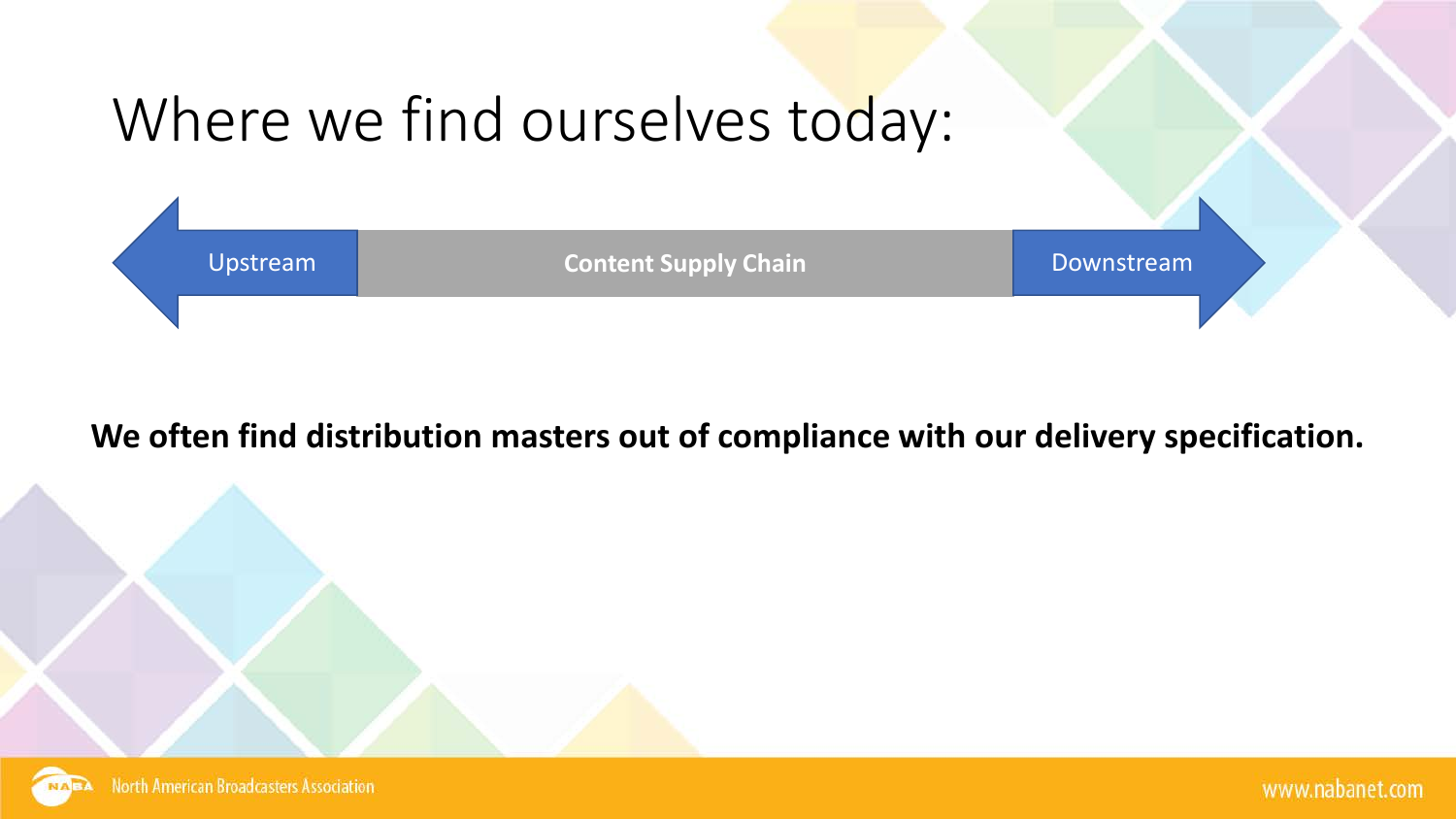# Where we find ourselves today:

Upstream — Content Supply Chain — Downstream

**We often find distribution masters out of compliance with our delivery specification.**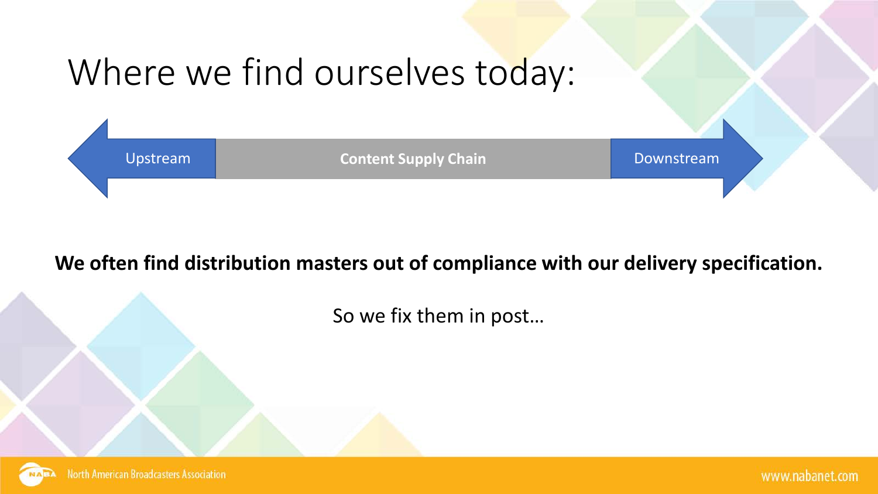# Where we find ourselves today:

Upstream — Content Supply Chain — Downstream

**We often find distribution masters out of compliance with our delivery specification.**

So we fix them in post…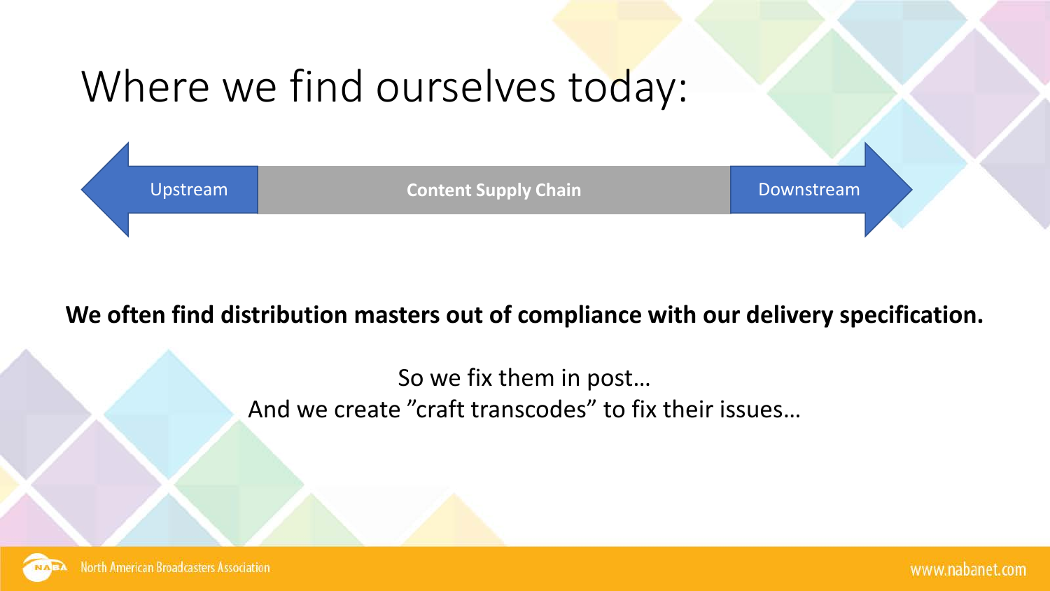# Where we find ourselves today:

Upstream | **Content Supply Chain** | Downstream

**We often find distribution masters out of compliance with our delivery specification.**

So we fix them in post…
And we create ”craft transcodes” to fix their issues…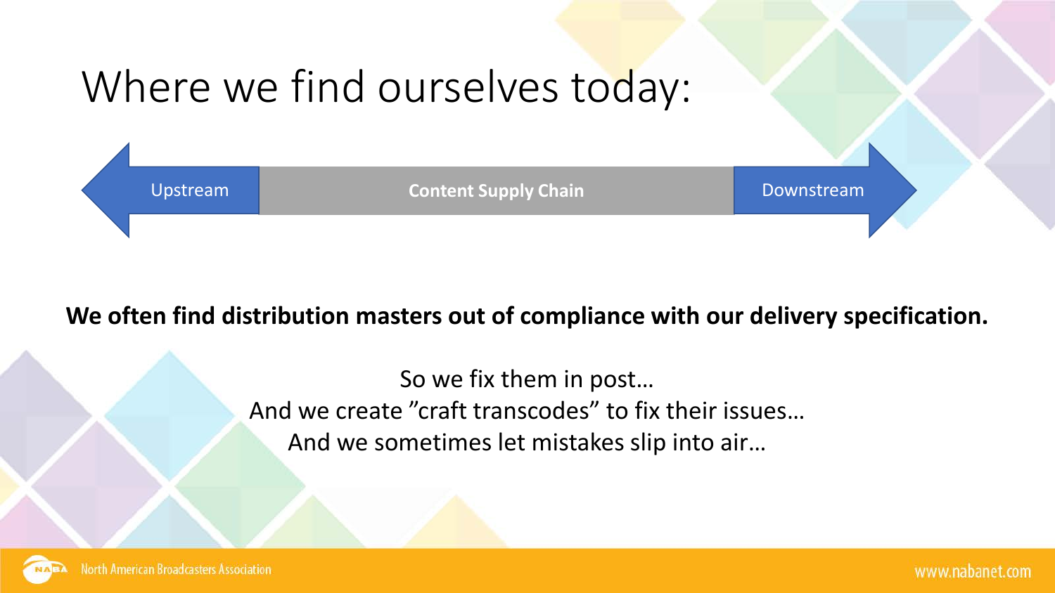# Where we find ourselves today:

Upstream — **Content Supply Chain** — Downstream

**We often find distribution masters out of compliance with our delivery specification.**

So we fix them in post…
And we create ”craft transcodes” to fix their issues…
And we sometimes let mistakes slip into air…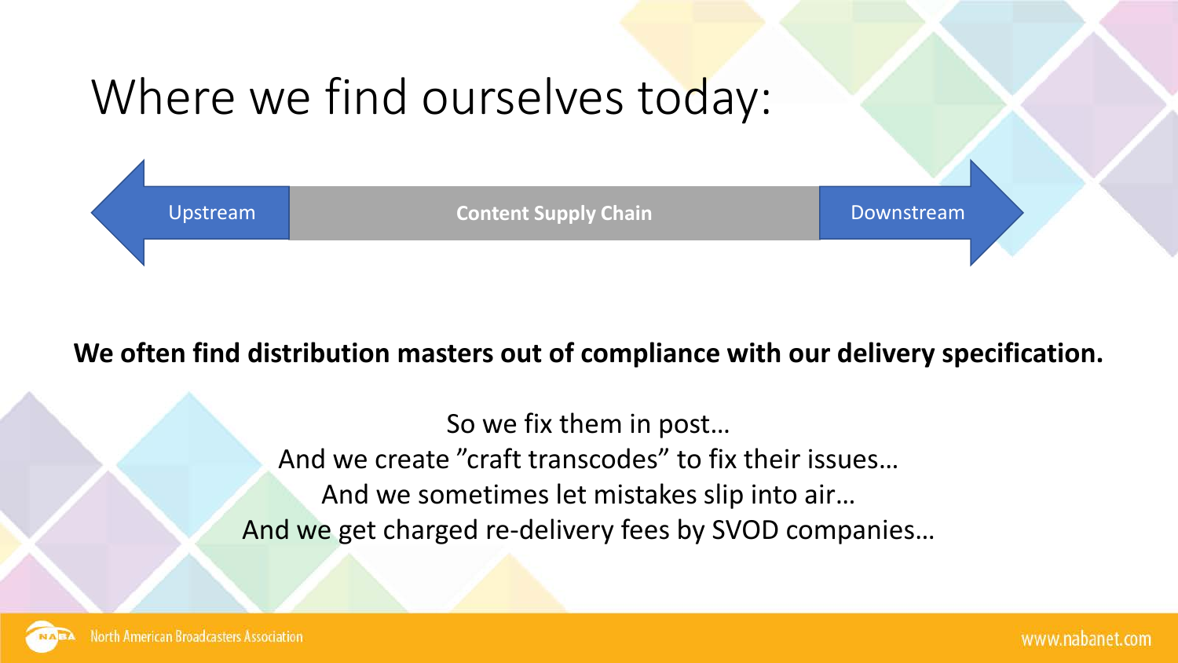# Where we find ourselves today:

Upstream — Content Supply Chain — Downstream

**We often find distribution masters out of compliance with our delivery specification.**

So we fix them in post…
And we create ”craft transcodes” to fix their issues…
And we sometimes let mistakes slip into air…
And we get charged re-delivery fees by SVOD companies…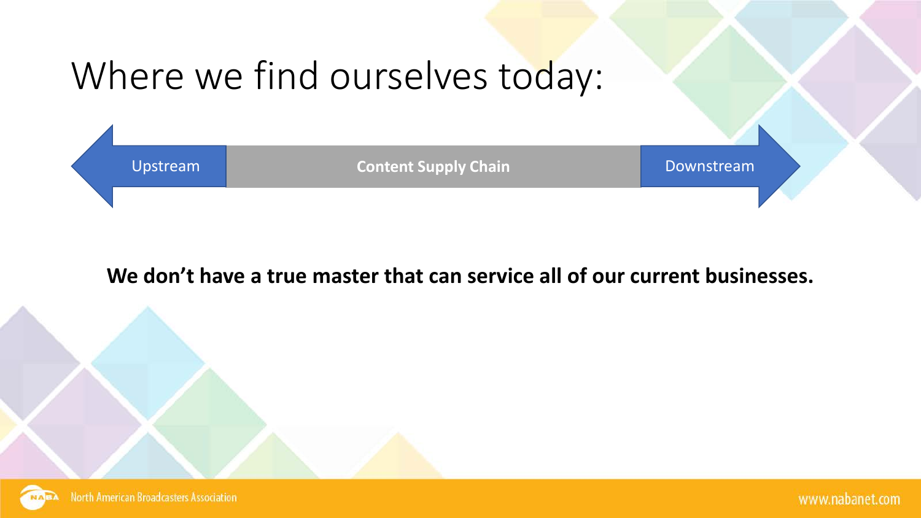# Where we find ourselves today:

Upstream ← Content Supply Chain → Downstream

**We don't have a true master that can service all of our current businesses.**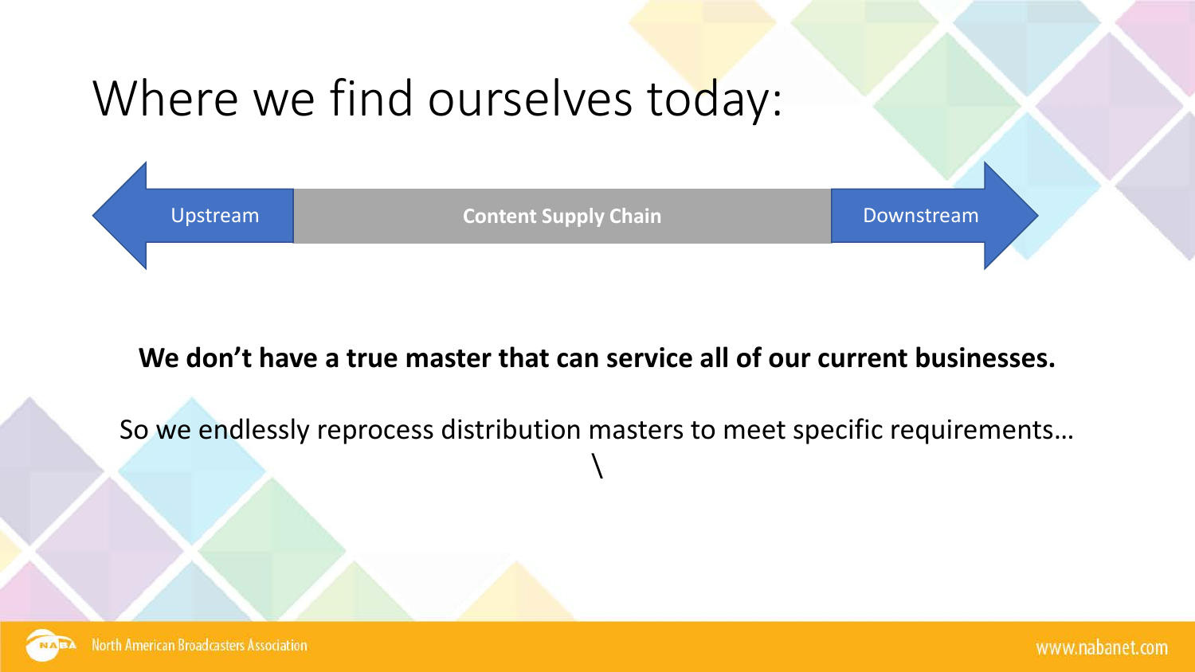# Where we find ourselves today:

Upstream | Content Supply Chain | Downstream

**We don't have a true master that can service all of our current businesses.**

So we endlessly reprocess distribution masters to meet specific requirements…

\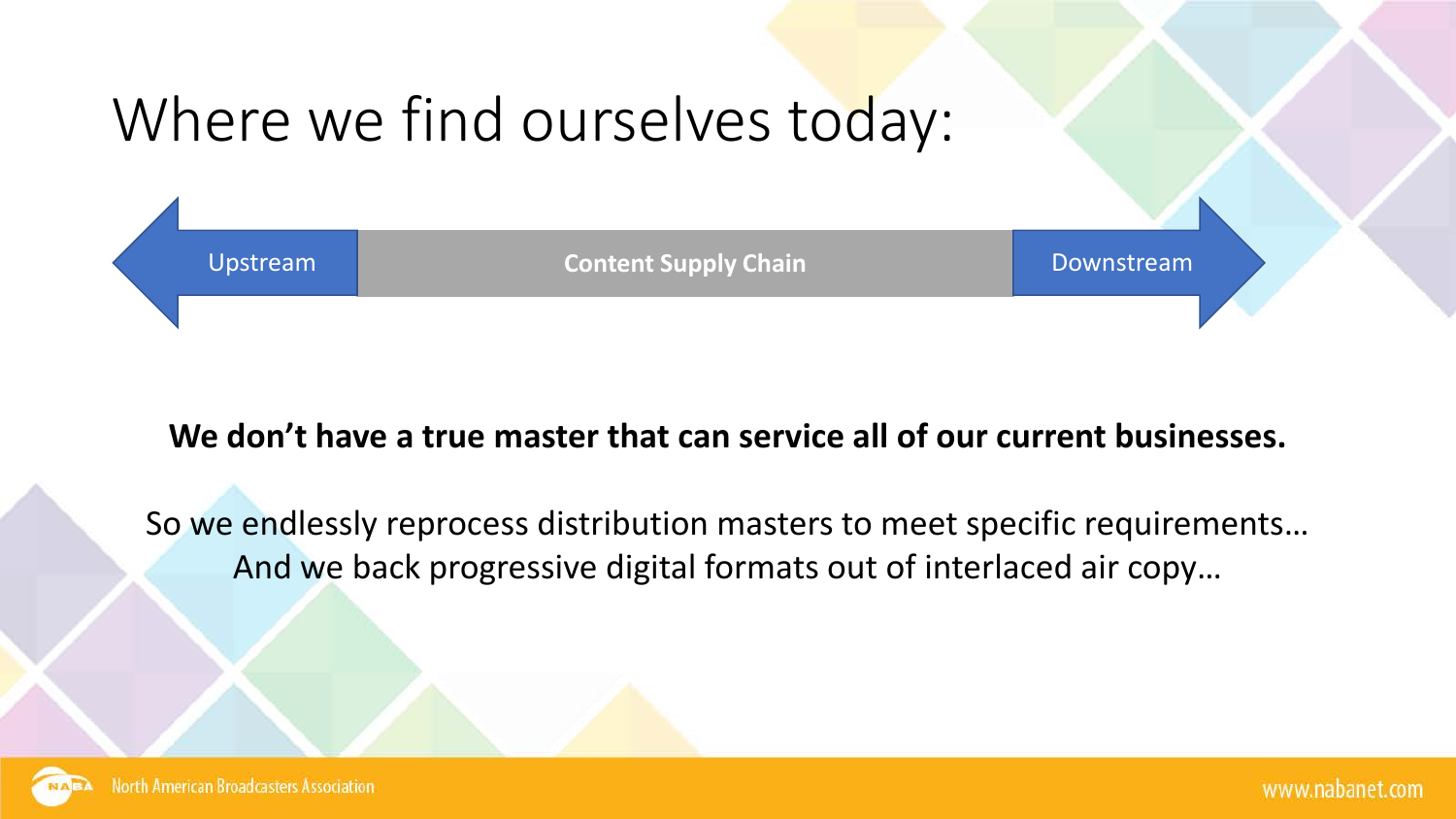# Where we find ourselves today:

Upstream | **Content Supply Chain** | Downstream

**We don’t have a true master that can service all of our current businesses.**

So we endlessly reprocess distribution masters to meet specific requirements…
And we back progressive digital formats out of interlaced air copy…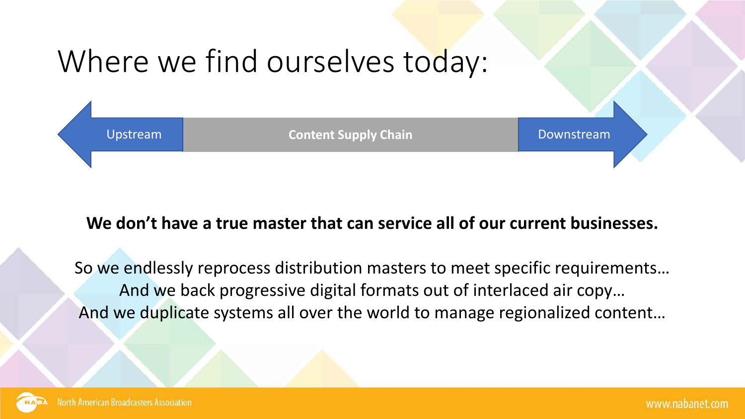# Where we find ourselves today:

Upstream — **Content Supply Chain** — Downstream

**We don't have a true master that can service all of our current businesses.**

So we endlessly reprocess distribution masters to meet specific requirements…
And we back progressive digital formats out of interlaced air copy…
And we duplicate systems all over the world to manage regionalized content…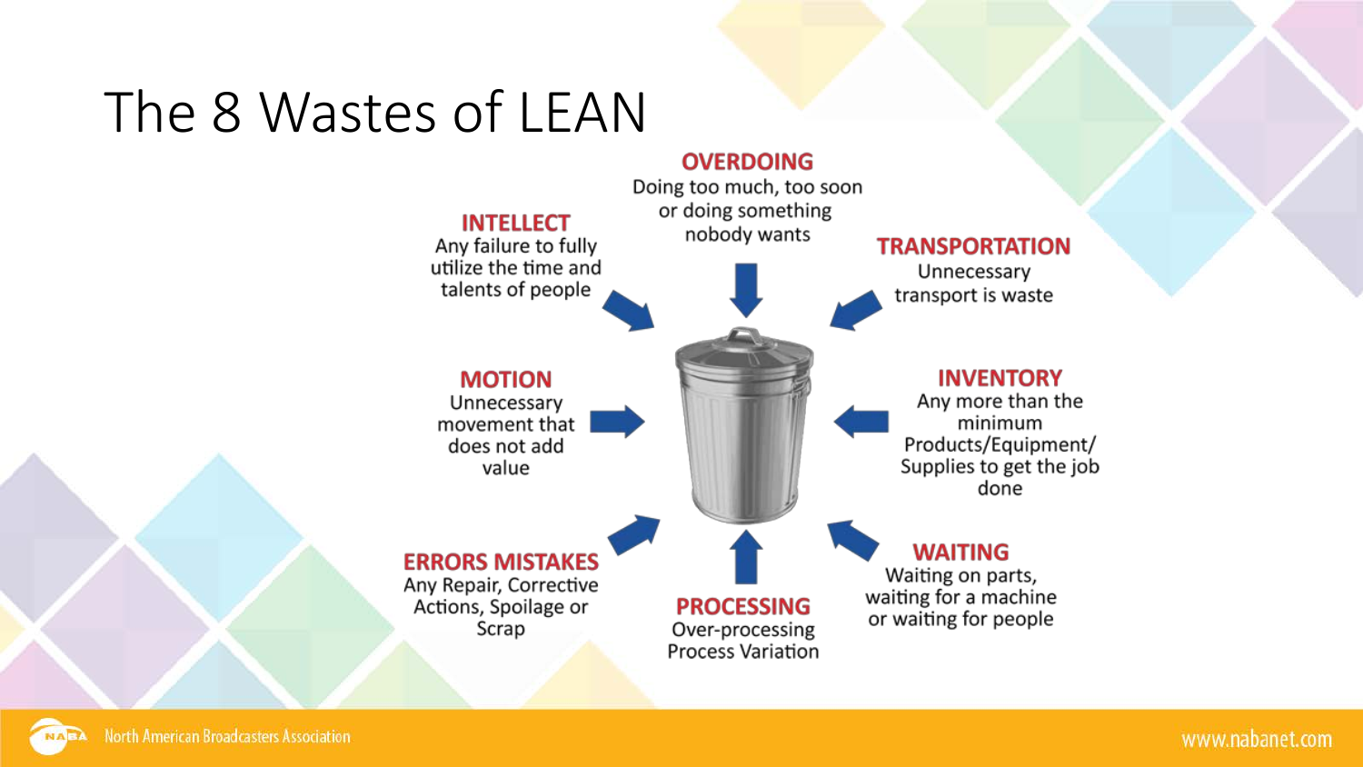# The 8 Wastes of LEAN

**OVERDOING**
Doing too much, too soon or doing something nobody wants

**INTELLECT**
Any failure to fully utilize the time and talents of people

**TRANSPORTATION**
Unnecessary transport is waste

**MOTION**
Unnecessary movement that does not add value

**INVENTORY**
Any more than the minimum Products/Equipment/ Supplies to get the job done

**ERRORS MISTAKES**
Any Repair, Corrective Actions, Spoilage or Scrap

**PROCESSING**
Over-processing Process Variation

**WAITING**
Waiting on parts, waiting for a machine or waiting for people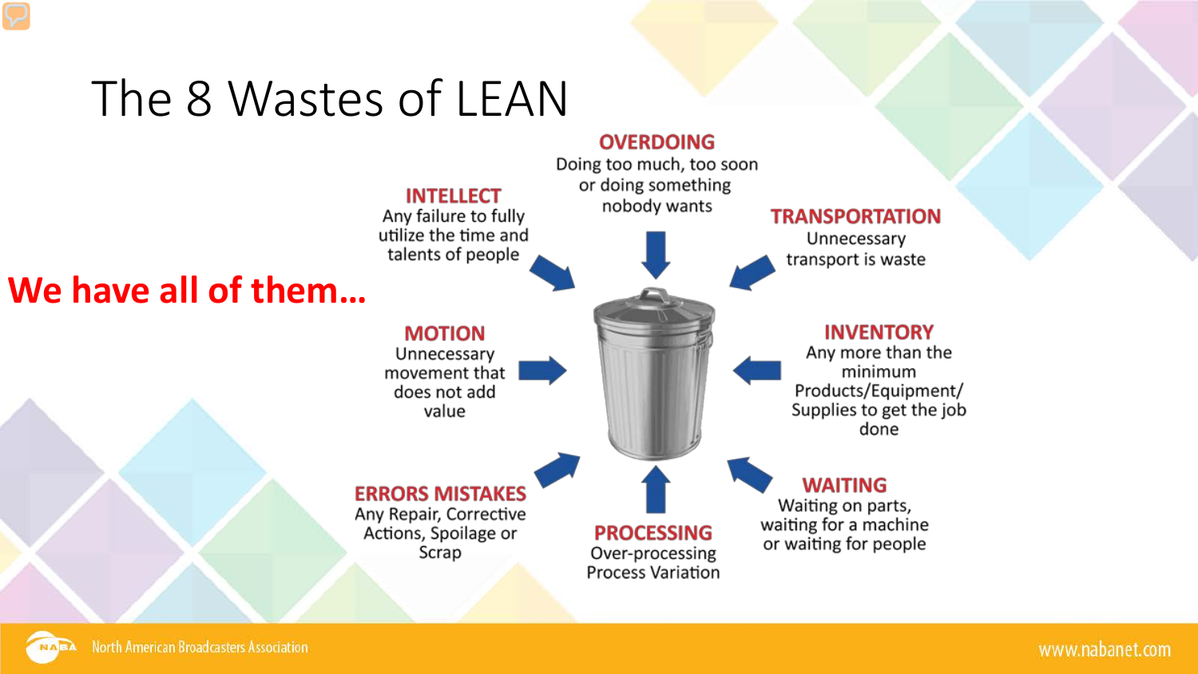# The 8 Wastes of LEAN

**We have all of them…**

**OVERDOING**
Doing too much, too soon or doing something nobody wants

**INTELLECT**
Any failure to fully utilize the time and talents of people

**TRANSPORTATION**
Unnecessary transport is waste

**MOTION**
Unnecessary movement that does not add value

**INVENTORY**
Any more than the minimum Products/Equipment/ Supplies to get the job done

**ERRORS MISTAKES**
Any Repair, Corrective Actions, Spoilage or Scrap

**WAITING**
Waiting on parts, waiting for a machine or waiting for people

**PROCESSING**
Over-processing
Process Variation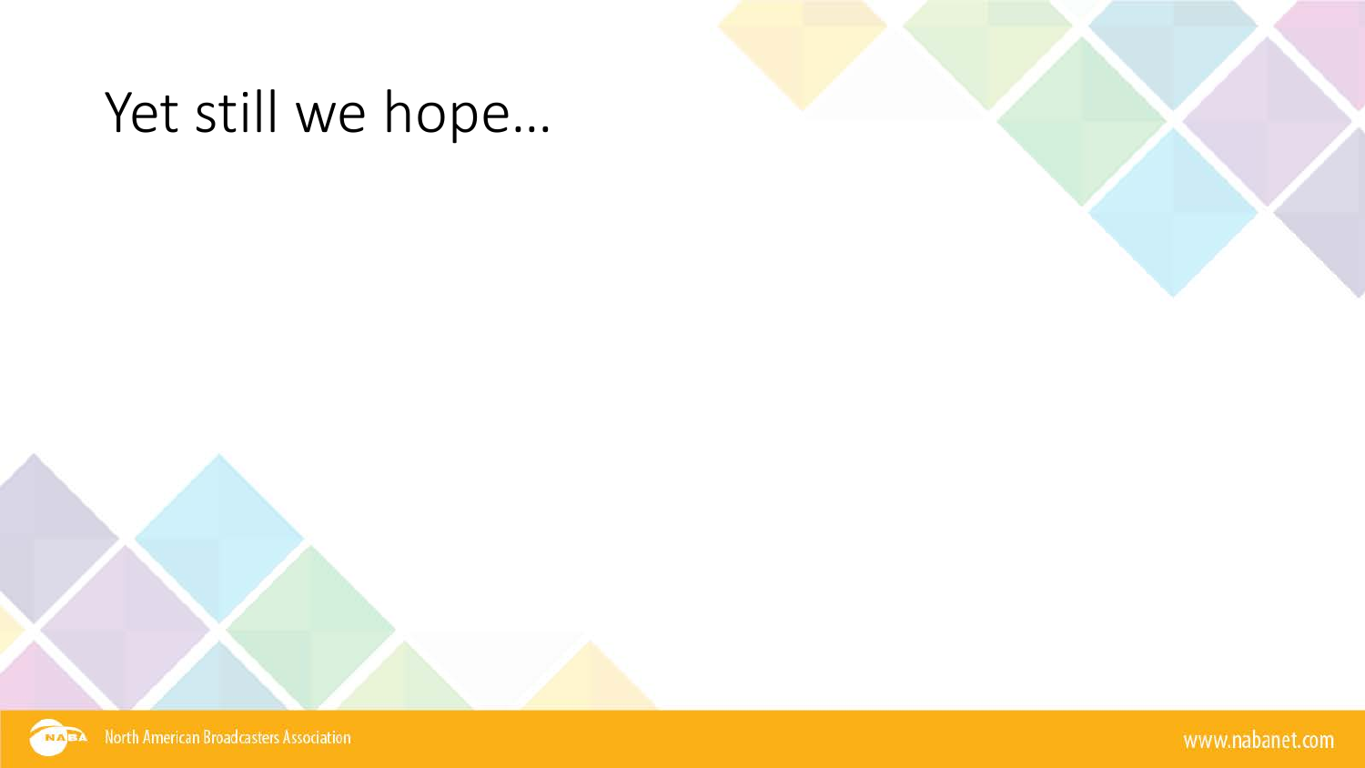# Yet still we hope…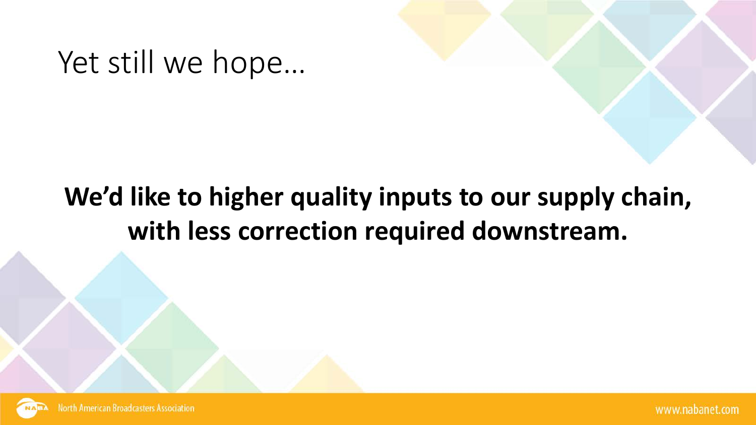# Yet still we hope…

**We'd like to higher quality inputs to our supply chain, with less correction required downstream.**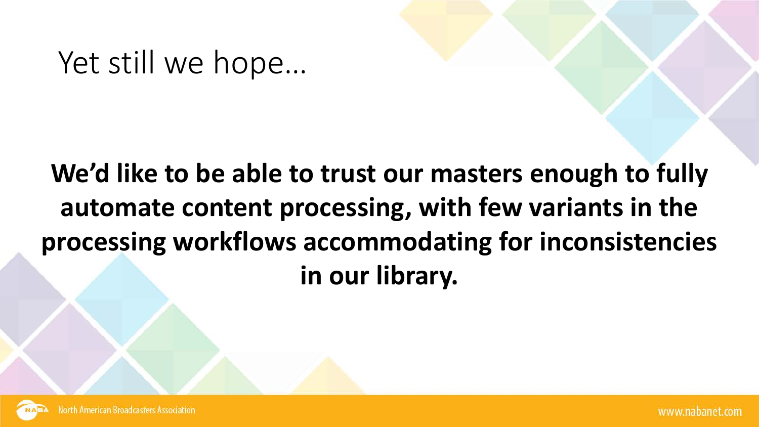# Yet still we hope…

**We'd like to be able to trust our masters enough to fully automate content processing, with few variants in the processing workflows accommodating for inconsistencies in our library.**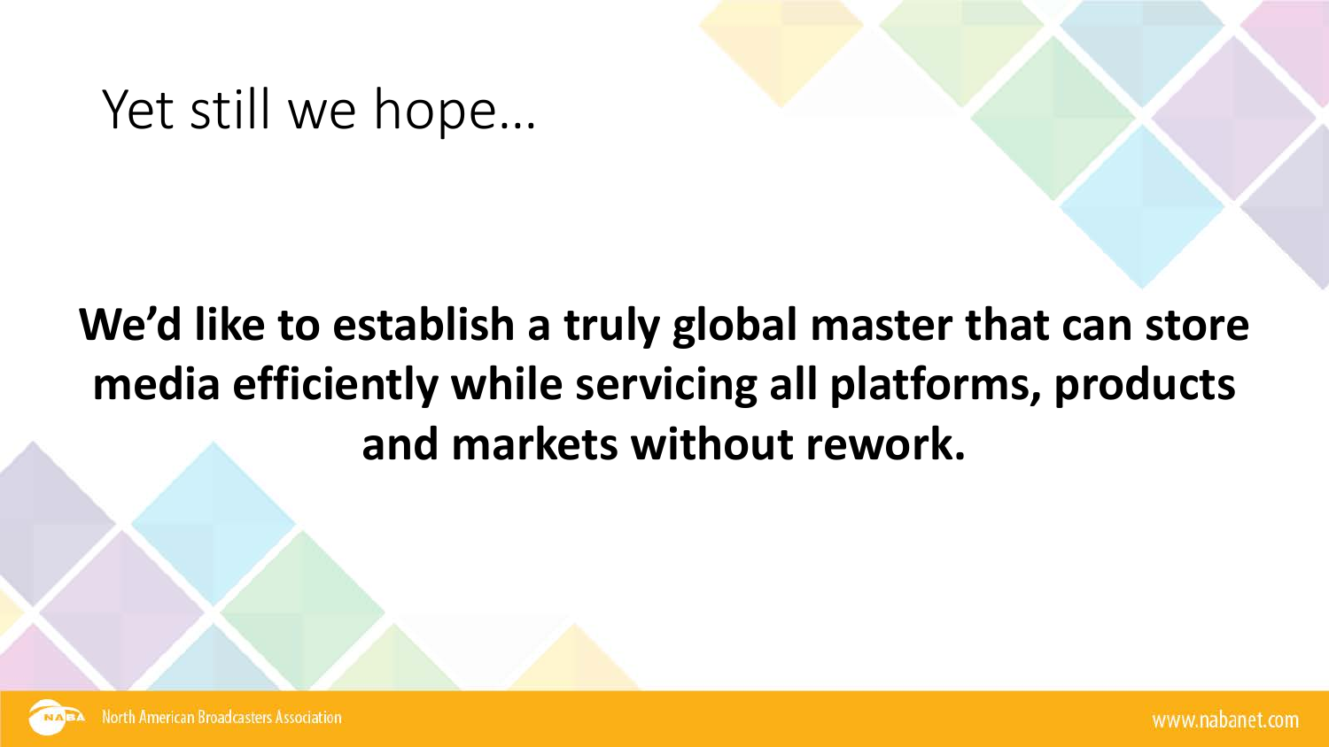# Yet still we hope…

**We'd like to establish a truly global master that can store media efficiently while servicing all platforms, products and markets without rework.**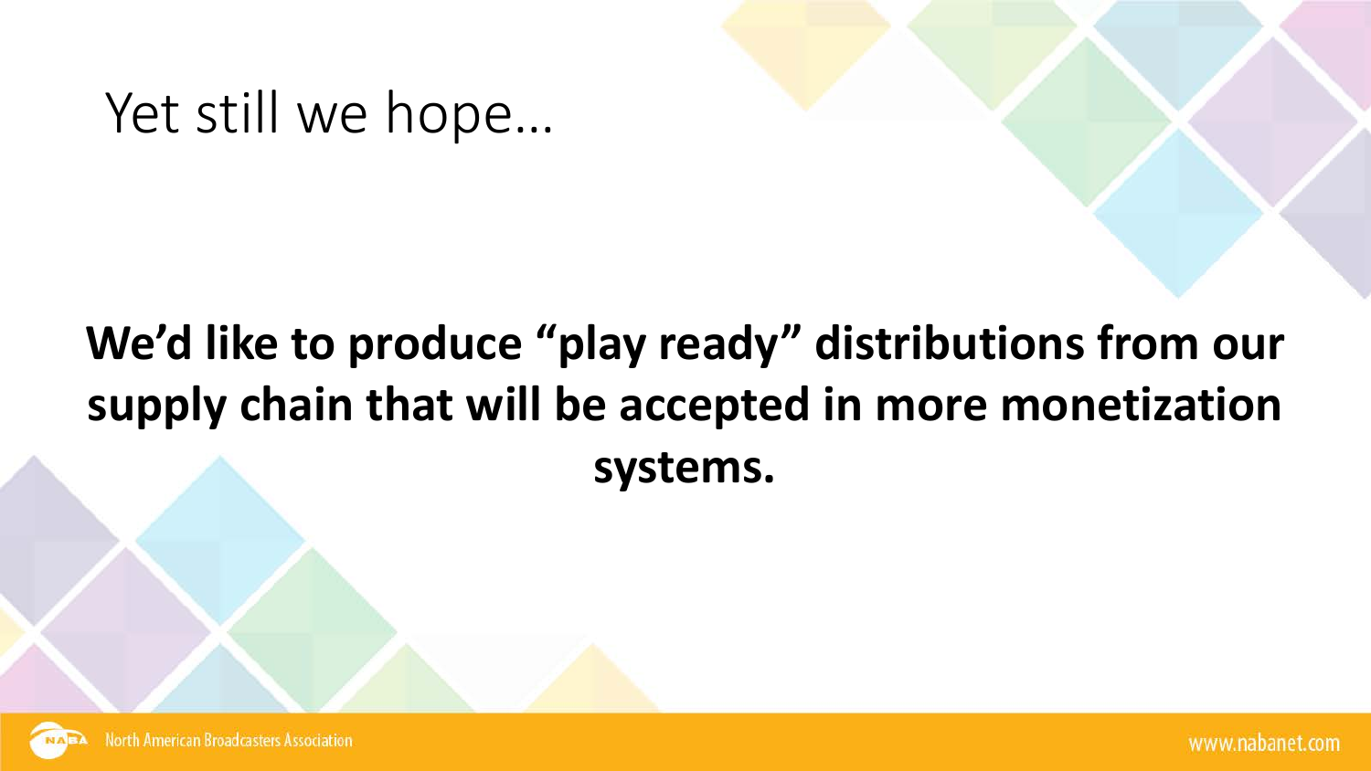# Yet still we hope…

**We'd like to produce "play ready" distributions from our supply chain that will be accepted in more monetization systems.**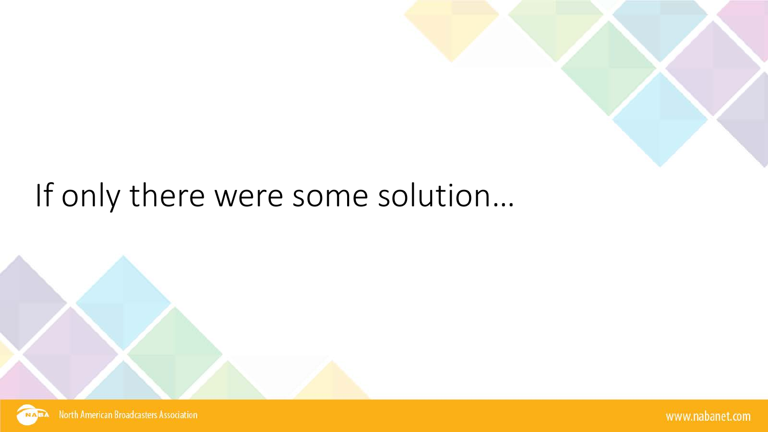# If only there were some solution…